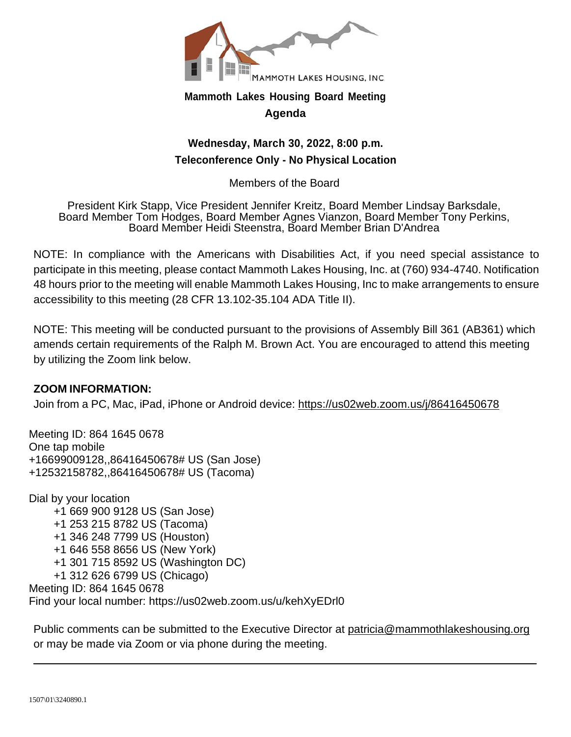MAMMOTH LAKES HOUSING, INC

# Mammoth Lakes Housing Board Meeting

## Agenda

**Wednesday, March 30, 2022, 8:00 p.m.**

**Teleconference Only - No Physical Location**

Members of the Board

President Kirk Stapp, Vice President Jennifer Kreitz, Board Member Lindsay Barksdale, Board Member Tom Hodges, Board Member Agnes Vianzon, Board Member Tony Perkins, Board Member Heidi Steenstra, Board Member Brian D'Andrea

NOTE: In compliance with the Americans with Disabilities Act, if you need special assistance to participate in this meeting, please contact Mammoth Lakes Housing, Inc. at (760) 934-4740. Notification 48 hours prior to the meeting will enable Mammoth Lakes Housing, Inc to make arrangements to ensure accessibility to this meeting (28 CFR 13.102-35.104 ADA Title II).

NOTE: This meeting will be conducted pursuant to the provisions of Assembly Bill 361 (AB361) which amends certain requirements of the Ralph M. Brown Act. You are encouraged to attend this meeting by utilizing the Zoom link below.

**ZOOM INFORMATION:**

Join from a PC, Mac, iPad, iPhone or Android device: https://us02web.zoom.us/j/86416450678

Meeting ID: 864 1645 0678
One tap mobile
+16699009128,,86416450678# US (San Jose)
+12532158782,,86416450678# US (Tacoma)

Dial by your location
- +1 669 900 9128 US (San Jose)
- +1 253 215 8782 US (Tacoma)
- +1 346 248 7799 US (Houston)
- +1 646 558 8656 US (New York)
- +1 301 715 8592 US (Washington DC)
- +1 312 626 6799 US (Chicago)

Meeting ID: 864 1645 0678
Find your local number: https://us02web.zoom.us/u/kehXyEDrl0

Public comments can be submitted to the Executive Director at patricia@mammothlakeshousing.org or may be made via Zoom or via phone during the meeting.

---

1507\01\3240890.1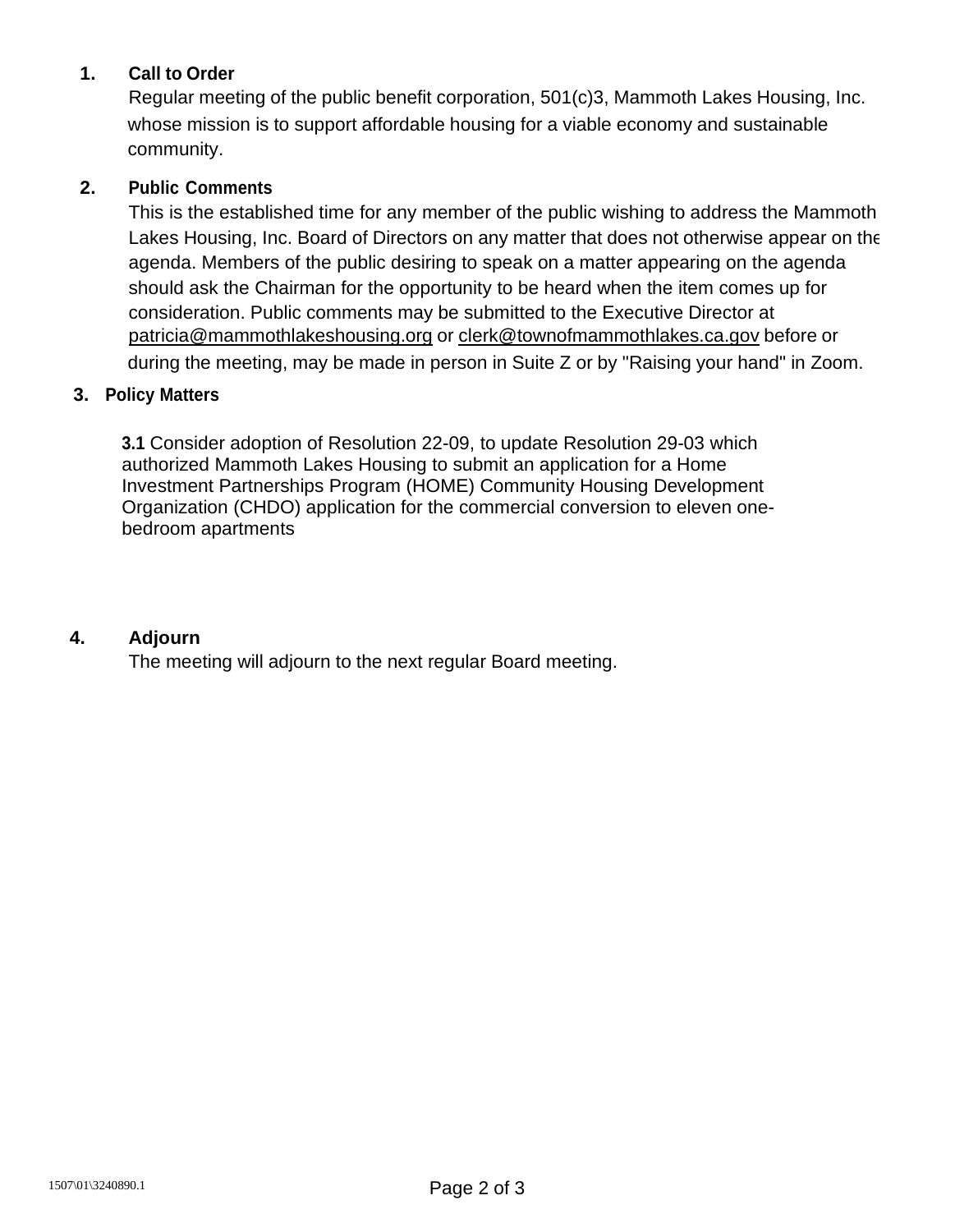1. **Call to Order**

   Regular meeting of the public benefit corporation, 501(c)3, Mammoth Lakes Housing, Inc. whose mission is to support affordable housing for a viable economy and sustainable community.

2. **Public Comments**

   This is the established time for any member of the public wishing to address the Mammoth Lakes Housing, Inc. Board of Directors on any matter that does not otherwise appear on the agenda. Members of the public desiring to speak on a matter appearing on the agenda should ask the Chairman for the opportunity to be heard when the item comes up for consideration. Public comments may be submitted to the Executive Director at patricia@mammothlakeshousing.org or clerk@townofmammothlakes.ca.gov before or during the meeting, may be made in person in Suite Z or by "Raising your hand" in Zoom.

3. **Policy Matters**

   **3.1** Consider adoption of Resolution 22-09, to update Resolution 29-03 which authorized Mammoth Lakes Housing to submit an application for a Home Investment Partnerships Program (HOME) Community Housing Development Organization (CHDO) application for the commercial conversion to eleven one-bedroom apartments

4. **Adjourn**

   The meeting will adjourn to the next regular Board meeting.

1507\01\3240890.1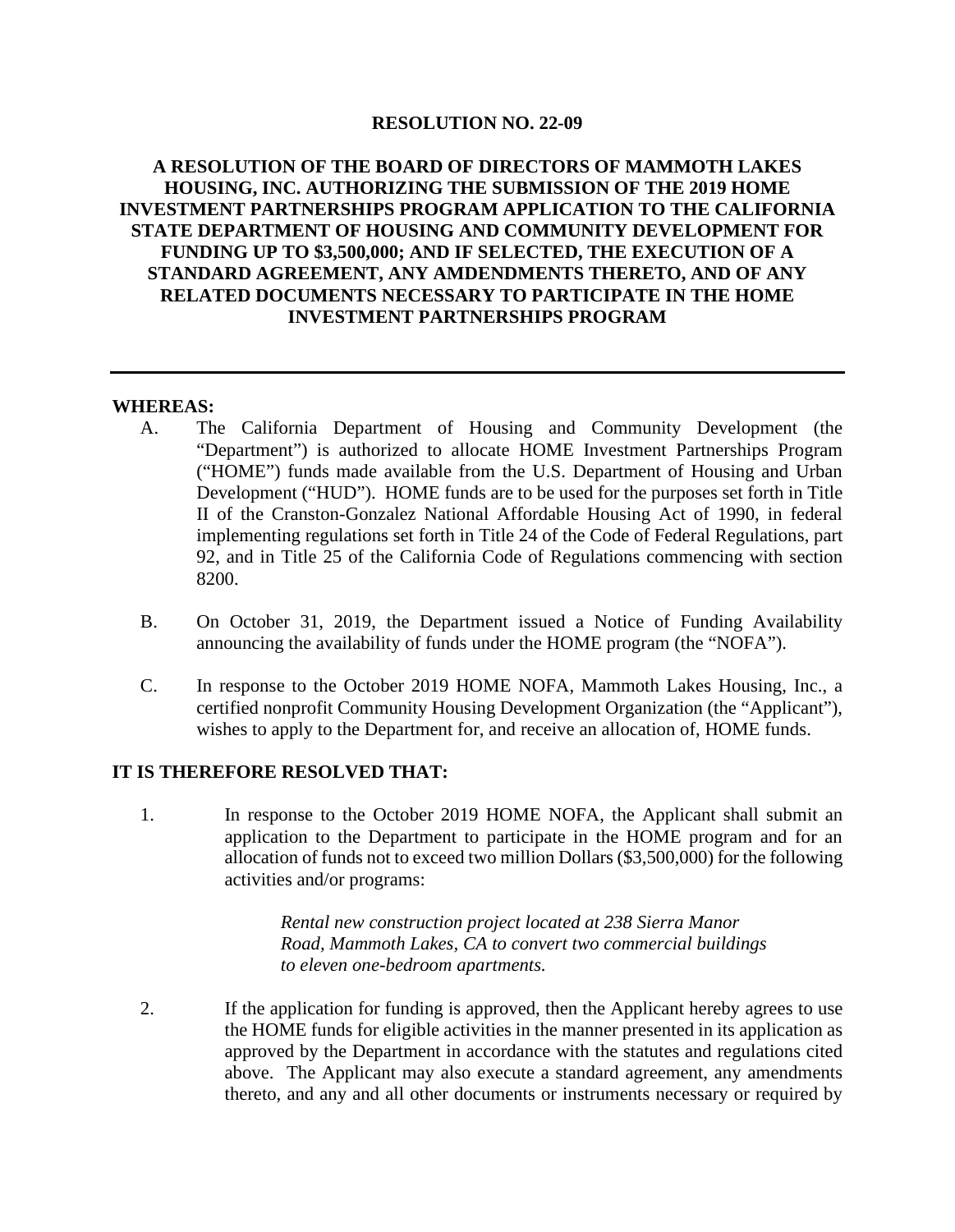**RESOLUTION NO. 22-09**

**A RESOLUTION OF THE BOARD OF DIRECTORS OF MAMMOTH LAKES HOUSING, INC. AUTHORIZING THE SUBMISSION OF THE 2019 HOME INVESTMENT PARTNERSHIPS PROGRAM APPLICATION TO THE CALIFORNIA STATE DEPARTMENT OF HOUSING AND COMMUNITY DEVELOPMENT FOR FUNDING UP TO $3,500,000; AND IF SELECTED, THE EXECUTION OF A STANDARD AGREEMENT, ANY AMDENDMENTS THERETO, AND OF ANY RELATED DOCUMENTS NECESSARY TO PARTICIPATE IN THE HOME INVESTMENT PARTNERSHIPS PROGRAM**

---

**WHEREAS:**

A. The California Department of Housing and Community Development (the "Department") is authorized to allocate HOME Investment Partnerships Program ("HOME") funds made available from the U.S. Department of Housing and Urban Development ("HUD"). HOME funds are to be used for the purposes set forth in Title II of the Cranston-Gonzalez National Affordable Housing Act of 1990, in federal implementing regulations set forth in Title 24 of the Code of Federal Regulations, part 92, and in Title 25 of the California Code of Regulations commencing with section 8200.

B. On October 31, 2019, the Department issued a Notice of Funding Availability announcing the availability of funds under the HOME program (the "NOFA").

C. In response to the October 2019 HOME NOFA, Mammoth Lakes Housing, Inc., a certified nonprofit Community Housing Development Organization (the "Applicant"), wishes to apply to the Department for, and receive an allocation of, HOME funds.

**IT IS THEREFORE RESOLVED THAT:**

1. In response to the October 2019 HOME NOFA, the Applicant shall submit an application to the Department to participate in the HOME program and for an allocation of funds not to exceed two million Dollars ($3,500,000) for the following activities and/or programs:

   *Rental new construction project located at 238 Sierra Manor Road, Mammoth Lakes, CA to convert two commercial buildings to eleven one-bedroom apartments.*

2. If the application for funding is approved, then the Applicant hereby agrees to use the HOME funds for eligible activities in the manner presented in its application as approved by the Department in accordance with the statutes and regulations cited above. The Applicant may also execute a standard agreement, any amendments thereto, and any and all other documents or instruments necessary or required by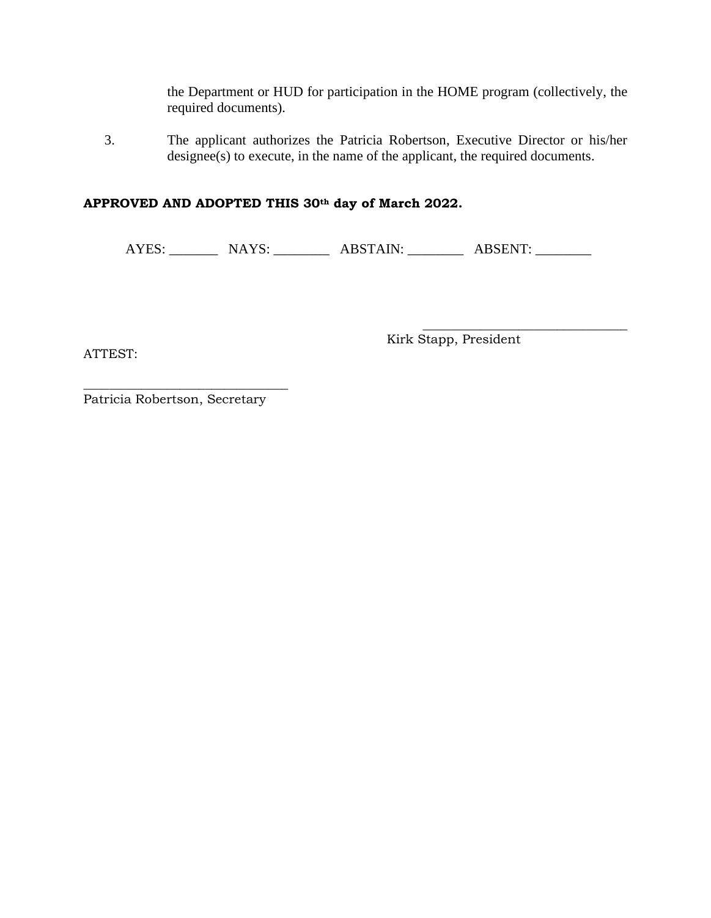the Department or HUD for participation in the HOME program (collectively, the required documents).

3. The applicant authorizes the Patricia Robertson, Executive Director or his/her designee(s) to execute, in the name of the applicant, the required documents.

**APPROVED AND ADOPTED THIS 30th day of March 2022.**

AYES: _______ NAYS: ________ ABSTAIN: ________ ABSENT: ________

_______________________________
Kirk Stapp, President

ATTEST:

_______________________________
Patricia Robertson, Secretary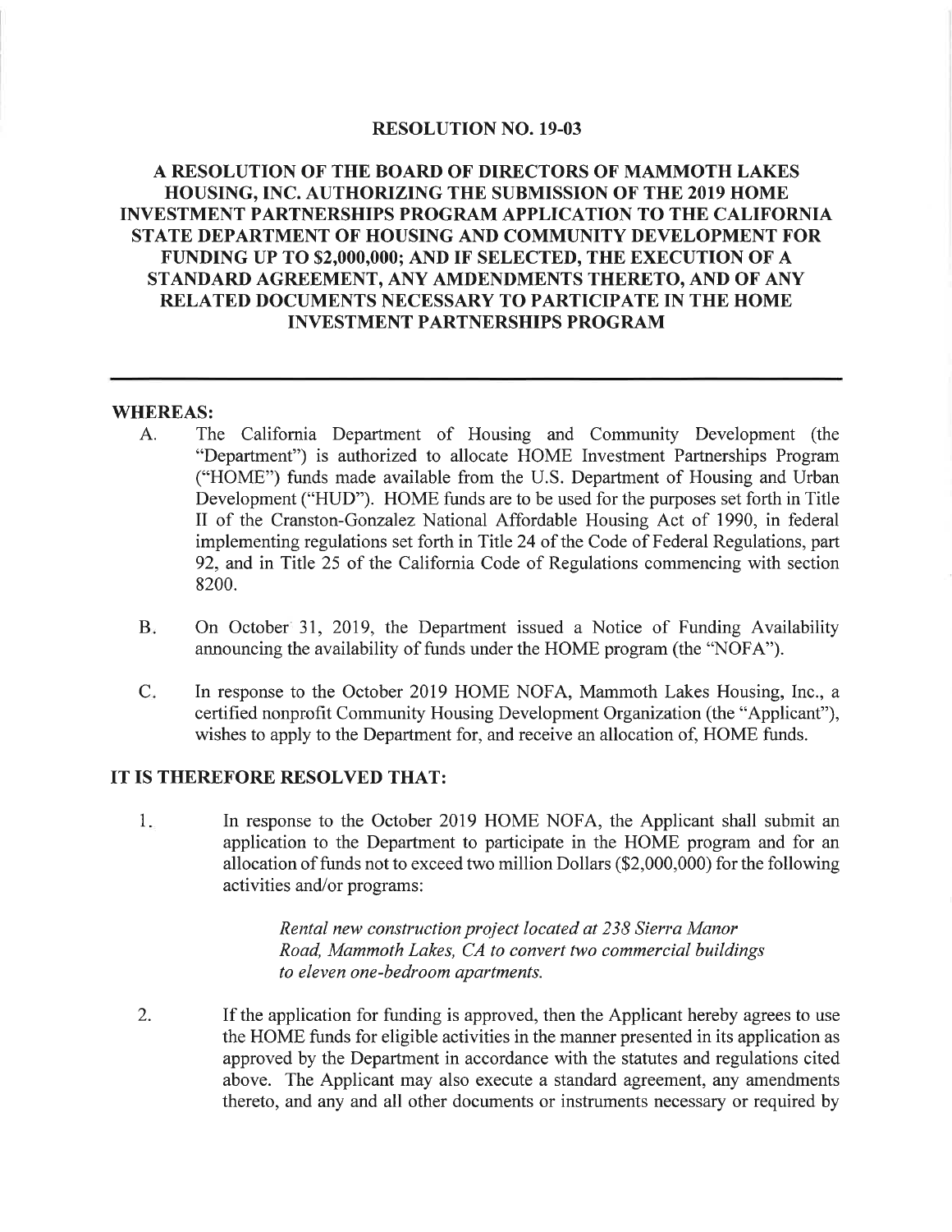**RESOLUTION NO. 19-03**

**A RESOLUTION OF THE BOARD OF DIRECTORS OF MAMMOTH LAKES HOUSING, INC. AUTHORIZING THE SUBMISSION OF THE 2019 HOME INVESTMENT PARTNERSHIPS PROGRAM APPLICATION TO THE CALIFORNIA STATE DEPARTMENT OF HOUSING AND COMMUNITY DEVELOPMENT FOR FUNDING UP TO $2,000,000; AND IF SELECTED, THE EXECUTION OF A STANDARD AGREEMENT, ANY AMDENDMENTS THERETO, AND OF ANY RELATED DOCUMENTS NECESSARY TO PARTICIPATE IN THE HOME INVESTMENT PARTNERSHIPS PROGRAM**

---

**WHEREAS:**

A. The California Department of Housing and Community Development (the "Department") is authorized to allocate HOME Investment Partnerships Program ("HOME") funds made available from the U.S. Department of Housing and Urban Development ("HUD"). HOME funds are to be used for the purposes set forth in Title II of the Cranston-Gonzalez National Affordable Housing Act of 1990, in federal implementing regulations set forth in Title 24 of the Code of Federal Regulations, part 92, and in Title 25 of the California Code of Regulations commencing with section 8200.

B. On October 31, 2019, the Department issued a Notice of Funding Availability announcing the availability of funds under the HOME program (the "NOFA").

C. In response to the October 2019 HOME NOFA, Mammoth Lakes Housing, Inc., a certified nonprofit Community Housing Development Organization (the "Applicant"), wishes to apply to the Department for, and receive an allocation of, HOME funds.

**IT IS THEREFORE RESOLVED THAT:**

1. In response to the October 2019 HOME NOFA, the Applicant shall submit an application to the Department to participate in the HOME program and for an allocation of funds not to exceed two million Dollars ($2,000,000) for the following activities and/or programs:

   *Rental new construction project located at 238 Sierra Manor Road, Mammoth Lakes, CA to convert two commercial buildings to eleven one-bedroom apartments.*

2. If the application for funding is approved, then the Applicant hereby agrees to use the HOME funds for eligible activities in the manner presented in its application as approved by the Department in accordance with the statutes and regulations cited above. The Applicant may also execute a standard agreement, any amendments thereto, and any and all other documents or instruments necessary or required by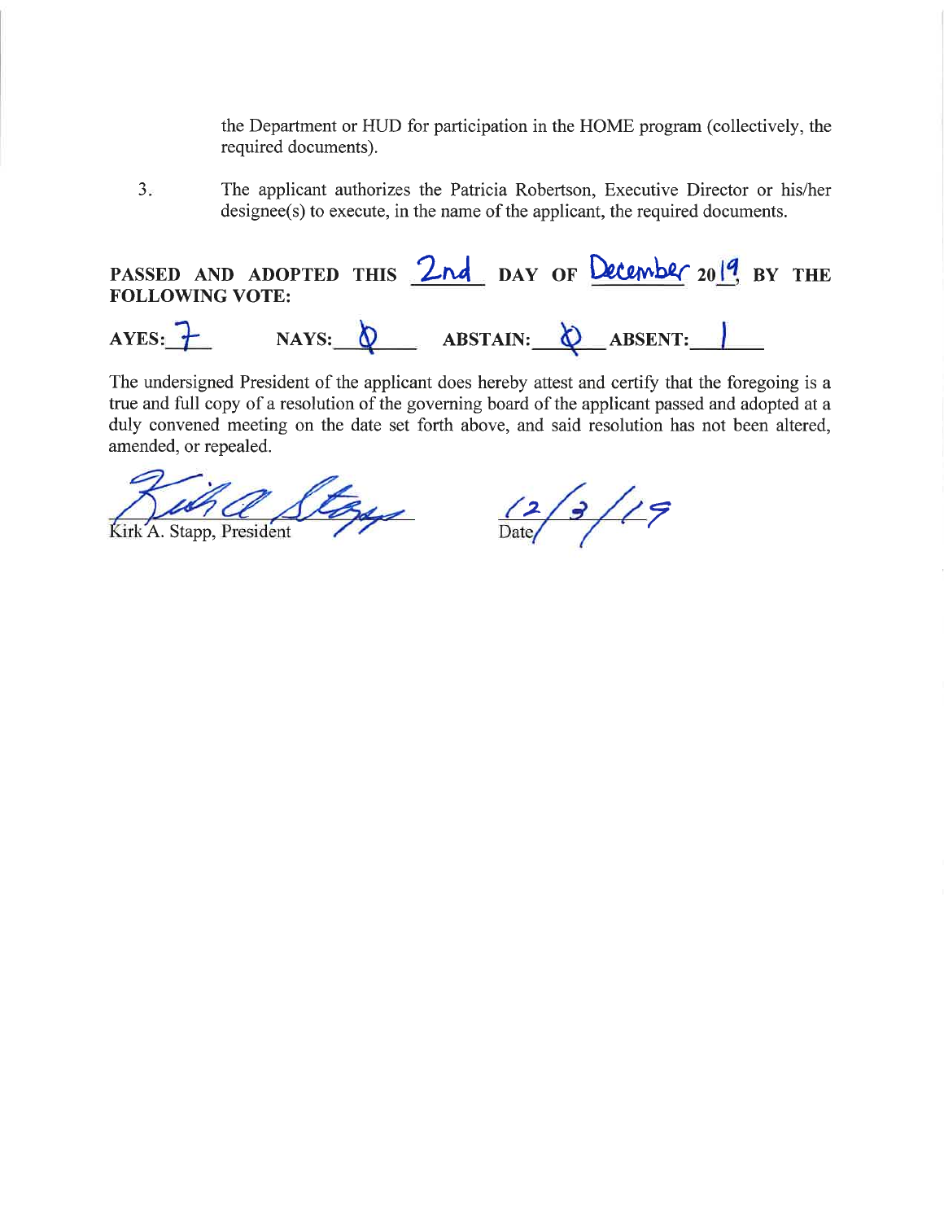the Department or HUD for participation in the HOME program (collectively, the required documents).

3. The applicant authorizes the Patricia Robertson, Executive Director or his/her designee(s) to execute, in the name of the applicant, the required documents.

**PASSED AND ADOPTED THIS 2nd DAY OF December 2019 BY THE FOLLOWING VOTE:**

**AYES:** 7 **NAYS:** 0 **ABSTAIN:** 0 **ABSENT:** 1

The undersigned President of the applicant does hereby attest and certify that the foregoing is a true and full copy of a resolution of the governing board of the applicant passed and adopted at a duly convened meeting on the date set forth above, and said resolution has not been altered, amended, or repealed.

Kirk A. Stapp, President

12/3/19
Date